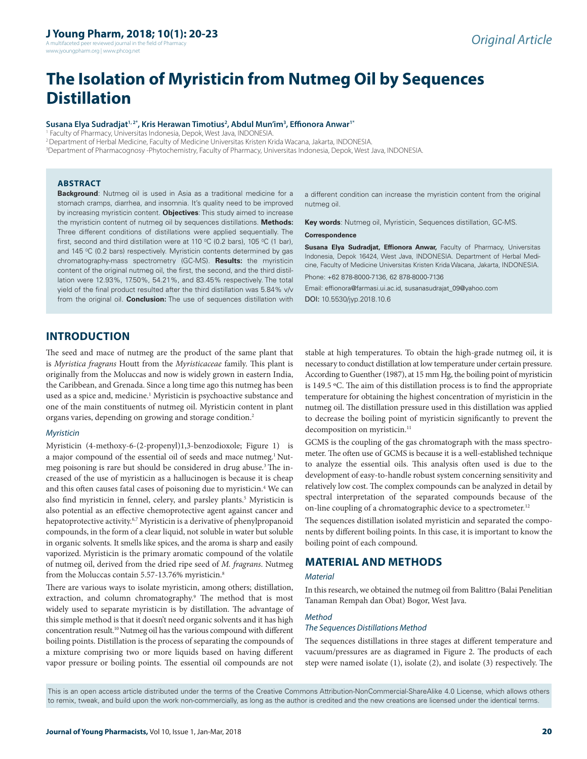Original Article

# The Isolation of Myristicin from Nutmeg Oil by Sequences Distillation

**Susana Elya Sudradjat[1,2*], Kris Herawan Timotius[2], Abdul Mun'im[3], Effionora Anwar[1*]**

[1] Faculty of Pharmacy, Universitas Indonesia, Depok, West Java, INDONESIA.
[2] Department of Herbal Medicine, Faculty of Medicine Universitas Kristen Krida Wacana, Jakarta, INDONESIA.
[3] Department of Pharmacognosy -Phytochemistry, Faculty of Pharmacy, Universitas Indonesia, Depok, West Java, INDONESIA.

## ABSTRACT

**Background**: Nutmeg oil is used in Asia as a traditional medicine for a stomach cramps, diarrhea, and insomnia. It's quality need to be improved by increasing myristicin content. **Objectives**: This study aimed to increase the myristicin content of nutmeg oil by sequences distillations. **Methods:** Three different conditions of distillations were applied sequentially. The first, second and third distillation were at 110 $^{0}$C (0.2 bars), 105 $^{0}$C (1 bar), and 145 $^{0}$C (0.2 bars) respectively. Myristicin contents determined by gas chromatography-mass spectrometry (GC-MS). **Results:** the myristicin content of the original nutmeg oil, the first, the second, and the third distillation were 12.93%, 17.50%, 54.21%, and 83.45% respectively. The total yield of the final product resulted after the third distillation was 5.84% v/v from the original oil. **Conclusion:** The use of sequences distillation with a different condition can increase the myristicin content from the original nutmeg oil.

**Key words**: Nutmeg oil, Myristicin, Sequences distillation, GC-MS.

**Correspondence**

**Susana Elya Sudradjat, Effionora Anwar,** Faculty of Pharmacy, Universitas Indonesia, Depok 16424, West Java, INDONESIA. Department of Herbal Medicine, Faculty of Medicine Universitas Kristen Krida Wacana, Jakarta, INDONESIA.

Phone: +62 878-8000-7136, 62 878-8000-7136

Email: effionora@farmasi.ui.ac.id, susanasudrajat_09@yahoo.com

DOI: 10.5530/jyp.2018.10.6

## INTRODUCTION

The seed and mace of nutmeg are the product of the same plant that is *Myristica fragrans* Houtt from the *Myristicaceae* family. This plant is originally from the Moluccas and now is widely grown in eastern India, the Caribbean, and Grenada. Since a long time ago this nutmeg has been used as a spice and, medicine.[1] Myristicin is psychoactive substance and one of the main constituents of nutmeg oil. Myristicin content in plant organs varies, depending on growing and storage condition.[2]

### *Myristicin*

Myristicin (4-methoxy-6-(2-propenyl)1,3-benzodioxole; Figure 1) is a major compound of the essential oil of seeds and mace nutmeg.[1] Nutmeg poisoning is rare but should be considered in drug abuse.[3] The increased of the use of myristicin as a hallucinogen is because it is cheap and this often causes fatal cases of poisoning due to myristicin.[4] We can also find myristicin in fennel, celery, and parsley plants.[5] Myristicin is also potential as an effective chemoprotective agent against cancer and hepatoprotective activity.[6,7] Myristicin is a derivative of phenylpropanoid compounds, in the form of a clear liquid, not soluble in water but soluble in organic solvents. It smells like spices, and the aroma is sharp and easily vaporized. Myristicin is the primary aromatic compound of the volatile of nutmeg oil, derived from the dried ripe seed of *M. fragrans*. Nutmeg from the Moluccas contain 5.57-13.76% myristicin.[8]

There are various ways to isolate myristicin, among others; distillation, extraction, and column chromatography.[9] The method that is most widely used to separate myristicin is by distillation. The advantage of this simple method is that it doesn't need organic solvents and it has high concentration result.[10] Nutmeg oil has the various compound with different boiling points. Distillation is the process of separating the compounds of a mixture comprising two or more liquids based on having different vapor pressure or boiling points. The essential oil compounds are not stable at high temperatures. To obtain the high-grade nutmeg oil, it is necessary to conduct distillation at low temperature under certain pressure. According to Guenther (1987), at 15 mm Hg, the boiling point of myristicin is 149.5 $^{o}$C. The aim of this distillation process is to find the appropriate temperature for obtaining the highest concentration of myristicin in the nutmeg oil. The distillation pressure used in this distillation was applied to decrease the boiling point of myristicin significantly to prevent the decomposition on myristicin.[11]

GCMS is the coupling of the gas chromatograph with the mass spectrometer. The often use of GCMS is because it is a well-established technique to analyze the essential oils. This analysis often used is due to the development of easy-to-handle robust system concerning sensitivity and relatively low cost. The complex compounds can be analyzed in detail by spectral interpretation of the separated compounds because of the on-line coupling of a chromatographic device to a spectrometer.[12]

The sequences distillation isolated myristicin and separated the components by different boiling points. In this case, it is important to know the boiling point of each compound.

## MATERIAL AND METHODS

### *Material*

In this research, we obtained the nutmeg oil from Balittro (Balai Penelitian Tanaman Rempah dan Obat) Bogor, West Java.

### *Method*

#### *The Sequences Distillations Method*

The sequences distillations in three stages at different temperature and vacuum/pressures are as diagramed in Figure 2. The products of each step were named isolate (1), isolate (2), and isolate (3) respectively. The

This is an open access article distributed under the terms of the Creative Commons Attribution-NonCommercial-ShareAlike 4.0 License, which allows others to remix, tweak, and build upon the work non-commercially, as long as the author is credited and the new creations are licensed under the identical terms.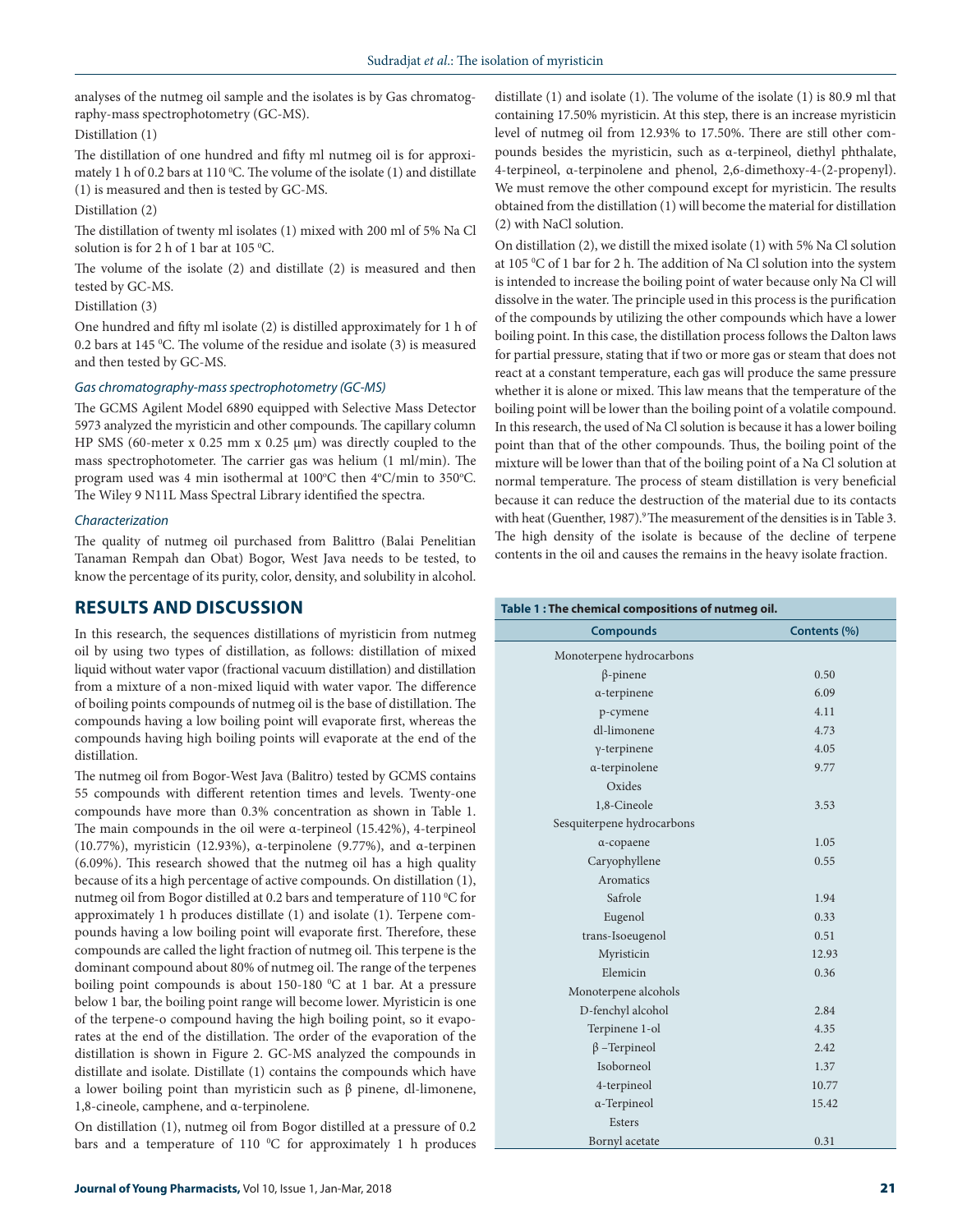analyses of the nutmeg oil sample and the isolates is by Gas chromatography-mass spectrophotometry (GC-MS).

Distillation (1)

The distillation of one hundred and fifty ml nutmeg oil is for approximately 1 h of 0.2 bars at 110 °C. The volume of the isolate (1) and distillate (1) is measured and then is tested by GC-MS.

Distillation (2)

The distillation of twenty ml isolates (1) mixed with 200 ml of 5% Na Cl solution is for 2 h of 1 bar at 105 °C.

The volume of the isolate (2) and distillate (2) is measured and then tested by GC-MS.

Distillation (3)

One hundred and fifty ml isolate (2) is distilled approximately for 1 h of 0.2 bars at 145 °C. The volume of the residue and isolate (3) is measured and then tested by GC-MS.

### *Gas chromatography-mass spectrophotometry (GC-MS)*

The GCMS Agilent Model 6890 equipped with Selective Mass Detector 5973 analyzed the myristicin and other compounds. The capillary column HP SMS (60-meter x 0.25 mm x 0.25 μm) was directly coupled to the mass spectrophotometer. The carrier gas was helium (1 ml/min). The program used was 4 min isothermal at 100°C then 4°C/min to 350°C. The Wiley 9 N11L Mass Spectral Library identified the spectra.

### *Characterization*

The quality of nutmeg oil purchased from Balittro (Balai Penelitian Tanaman Rempah dan Obat) Bogor, West Java needs to be tested, to know the percentage of its purity, color, density, and solubility in alcohol.

## RESULTS AND DISCUSSION

In this research, the sequences distillations of myristicin from nutmeg oil by using two types of distillation, as follows: distillation of mixed liquid without water vapor (fractional vacuum distillation) and distillation from a mixture of a non-mixed liquid with water vapor. The difference of boiling points compounds of nutmeg oil is the base of distillation. The compounds having a low boiling point will evaporate first, whereas the compounds having high boiling points will evaporate at the end of the distillation.

The nutmeg oil from Bogor-West Java (Balitro) tested by GCMS contains 55 compounds with different retention times and levels. Twenty-one compounds have more than 0.3% concentration as shown in Table 1. The main compounds in the oil were α-terpineol (15.42%), 4-terpineol (10.77%), myristicin (12.93%), α-terpinolene (9.77%), and α-terpinen (6.09%). This research showed that the nutmeg oil has a high quality because of its a high percentage of active compounds. On distillation (1), nutmeg oil from Bogor distilled at 0.2 bars and temperature of 110 °C for approximately 1 h produces distillate (1) and isolate (1). Terpene compounds having a low boiling point will evaporate first. Therefore, these compounds are called the light fraction of nutmeg oil. This terpene is the dominant compound about 80% of nutmeg oil. The range of the terpenes boiling point compounds is about 150-180 °C at 1 bar. At a pressure below 1 bar, the boiling point range will become lower. Myristicin is one of the terpene-o compound having the high boiling point, so it evaporates at the end of the distillation. The order of the evaporation of the distillation is shown in Figure 2. GC-MS analyzed the compounds in distillate and isolate. Distillate (1) contains the compounds which have a lower boiling point than myristicin such as β pinene, dl-limonene, 1,8-cineole, camphene, and α-terpinolene.

On distillation (1), nutmeg oil from Bogor distilled at a pressure of 0.2 bars and a temperature of 110 °C for approximately 1 h produces distillate (1) and isolate (1). The volume of the isolate (1) is 80.9 ml that containing 17.50% myristicin. At this step, there is an increase myristicin level of nutmeg oil from 12.93% to 17.50%. There are still other compounds besides the myristicin, such as α-terpineol, diethyl phthalate, 4-terpineol, α-terpinolene and phenol, 2,6-dimethoxy-4-(2-propenyl). We must remove the other compound except for myristicin. The results obtained from the distillation (1) will become the material for distillation (2) with NaCl solution.

On distillation (2), we distill the mixed isolate (1) with 5% Na Cl solution at 105 °C of 1 bar for 2 h. The addition of Na Cl solution into the system is intended to increase the boiling point of water because only Na Cl will dissolve in the water. The principle used in this process is the purification of the compounds by utilizing the other compounds which have a lower boiling point. In this case, the distillation process follows the Dalton laws for partial pressure, stating that if two or more gas or steam that does not react at a constant temperature, each gas will produce the same pressure whether it is alone or mixed. This law means that the temperature of the boiling point will be lower than the boiling point of a volatile compound. In this research, the used of Na Cl solution is because it has a lower boiling point than that of the other compounds. Thus, the boiling point of the mixture will be lower than that of the boiling point of a Na Cl solution at normal temperature. The process of steam distillation is very beneficial because it can reduce the destruction of the material due to its contacts with heat (Guenther, 1987).[9] The measurement of the densities is in Table 3. The high density of the isolate is because of the decline of terpene contents in the oil and causes the remains in the heavy isolate fraction.

**Table 1 : The chemical compositions of nutmeg oil.**

| Compounds | Contents (%) |
|---|---|
| Monoterpene hydrocarbons | |
| β-pinene | 0.50 |
| α-terpinene | 6.09 |
| p-cymene | 4.11 |
| dl-limonene | 4.73 |
| γ-terpinene | 4.05 |
| α-terpinolene | 9.77 |
| Oxides | |
| 1,8-Cineole | 3.53 |
| Sesquiterpene hydrocarbons | |
| α-copaene | 1.05 |
| Caryophyllene | 0.55 |
| Aromatics | |
| Safrole | 1.94 |
| Eugenol | 0.33 |
| trans-Isoeugenol | 0.51 |
| Myristicin | 12.93 |
| Elemicin | 0.36 |
| Monoterpene alcohols | |
| D-fenchyl alcohol | 2.84 |
| Terpinene 1-ol | 4.35 |
| β –Terpineol | 2.42 |
| Isoborneol | 1.37 |
| 4-terpineol | 10.77 |
| α-Terpineol | 15.42 |
| Esters | |
| Bornyl acetate | 0.31 |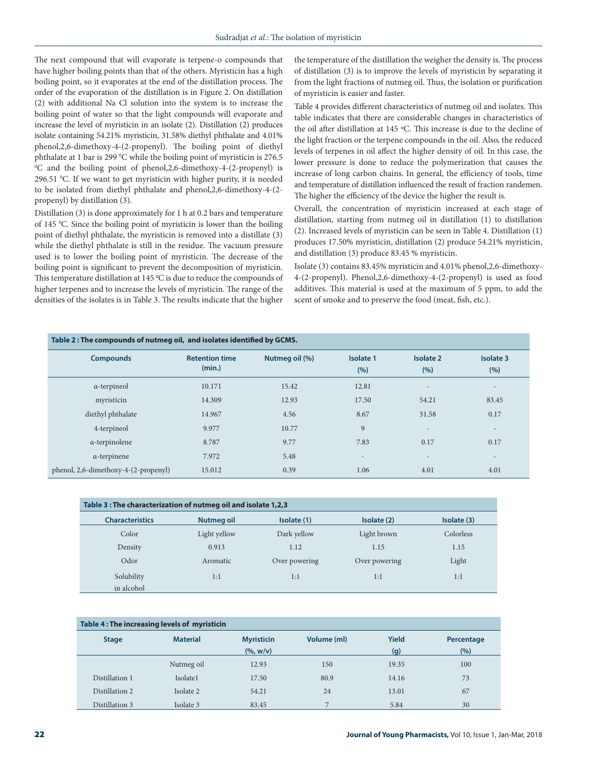The next compound that will evaporate is terpene-o compounds that have higher boiling points than that of the others. Myristicin has a high boiling point, so it evaporates at the end of the distillation process. The order of the evaporation of the distillation is in Figure 2. On distillation (2) with additional Na Cl solution into the system is to increase the boiling point of water so that the light compounds will evaporate and increase the level of myristicin in an isolate (2). Distillation (2) produces isolate containing 54.21% myristicin, 31.58% diethyl phthalate and 4.01% phenol,2,6-dimethoxy-4-(2-propenyl). The boiling point of diethyl phthalate at 1 bar is 299 $^0$C while the boiling point of myristicin is 276.5 $^0$C and the boiling point of phenol,2,6-dimethoxy-4-(2-propenyl) is 296.51 $^0$C. If we want to get myristicin with higher purity, it is needed to be isolated from diethyl phthalate and phenol,2,6-dimethoxy-4-(2-propenyl) by distillation (3).

Distillation (3) is done approximately for 1 h at 0.2 bars and temperature of 145 $^0$C. Since the boiling point of myristicin is lower than the boiling point of diethyl phthalate, the myristicin is removed into a distillate (3) while the diethyl phthalate is still in the residue. The vacuum pressure used is to lower the boiling point of myristicin. The decrease of the boiling point is significant to prevent the decomposition of myristicin. This temperature distillation at 145 $^0$C is due to reduce the compounds of higher terpenes and to increase the levels of myristicin. The range of the densities of the isolates is in Table 3. The results indicate that the higher the temperature of the distillation the weigher the density is. The process of distillation (3) is to improve the levels of myristicin by separating it from the light fractions of nutmeg oil. Thus, the isolation or purification of myristicin is easier and faster.

Table 4 provides different characteristics of nutmeg oil and isolates. This table indicates that there are considerable changes in characteristics of the oil after distillation at 145 $^o$C. This increase is due to the decline of the light fraction or the terpene compounds in the oil. Also, the reduced levels of terpenes in oil affect the higher density of oil. In this case, the lower pressure is done to reduce the polymerization that causes the increase of long carbon chains. In general, the efficiency of tools, time and temperature of distillation influenced the result of fraction randemen. The higher the efficiency of the device the higher the result is.

Overall, the concentration of myristicin increased at each stage of distillation, starting from nutmeg oil in distillation (1) to distillation (2). Increased levels of myristicin can be seen in Table 4. Distillation (1) produces 17.50% myristicin, distillation (2) produce 54.21% myristicin, and distillation (3) produce 83.45 % myristicin.

Isolate (3) contains 83.45% myristicin and 4.01% phenol,2,6-dimethoxy-4-(2-propenyl). Phenol,2,6-dimethoxy-4-(2-propenyl) is used as food additives. This material is used at the maximum of 5 ppm, to add the scent of smoke and to preserve the food (meat, fish, etc.).

**Table 2 : The compounds of nutmeg oil, and isolates identified by GCMS.**

| Compounds | Retention time (min.) | Nutmeg oil (%) | Isolate 1 (%) | Isolate 2 (%) | Isolate 3 (%) |
|---|---|---|---|---|---|
| α-terpineol | 10.171 | 15.42 | 12.81 | - | - |
| myristicin | 14.309 | 12.93 | 17.50 | 54.21 | 83.45 |
| diethyl phthalate | 14.967 | 4.56 | 8.67 | 31.58 | 0.17 |
| 4-terpineol | 9.977 | 10.77 | 9 | - | - |
| α-terpinolene | 8.787 | 9.77 | 7.83 | 0.17 | 0.17 |
| α-terpinene | 7.972 | 5.48 | - | - | - |
| phenol, 2,6-dimethoxy-4-(2-propenyl) | 15.012 | 0.39 | 1.06 | 4.01 | 4.01 |

**Table 3 : The characterization of nutmeg oil and isolate 1,2,3**

| Characteristics | Nutmeg oil | Isolate (1) | Isolate (2) | Isolate (3) |
|---|---|---|---|---|
| Color | Light yellow | Dark yellow | Light brown | Colorless |
| Density | 0.913 | 1.12 | 1.15 | 1.15 |
| Odor | Aromatic | Over powering | Over powering | Light |
| Solubility in alcohol | 1:1 | 1:1 | 1:1 | 1:1 |

**Table 4 : The increasing levels of myristicin**

| Stage | Material | Myristicin (%, w/v) | Volume (ml) | Yield (g) | Percentage (%) |
|---|---|---|---|---|---|
| | Nutmeg oil | 12.93 | 150 | 19.35 | 100 |
| Distillation 1 | Isolate1 | 17.50 | 80.9 | 14.16 | 73 |
| Distillation 2 | Isolate 2 | 54.21 | 24 | 13.01 | 67 |
| Distillation 3 | Isolate 3 | 83.45 | 7 | 5.84 | 30 |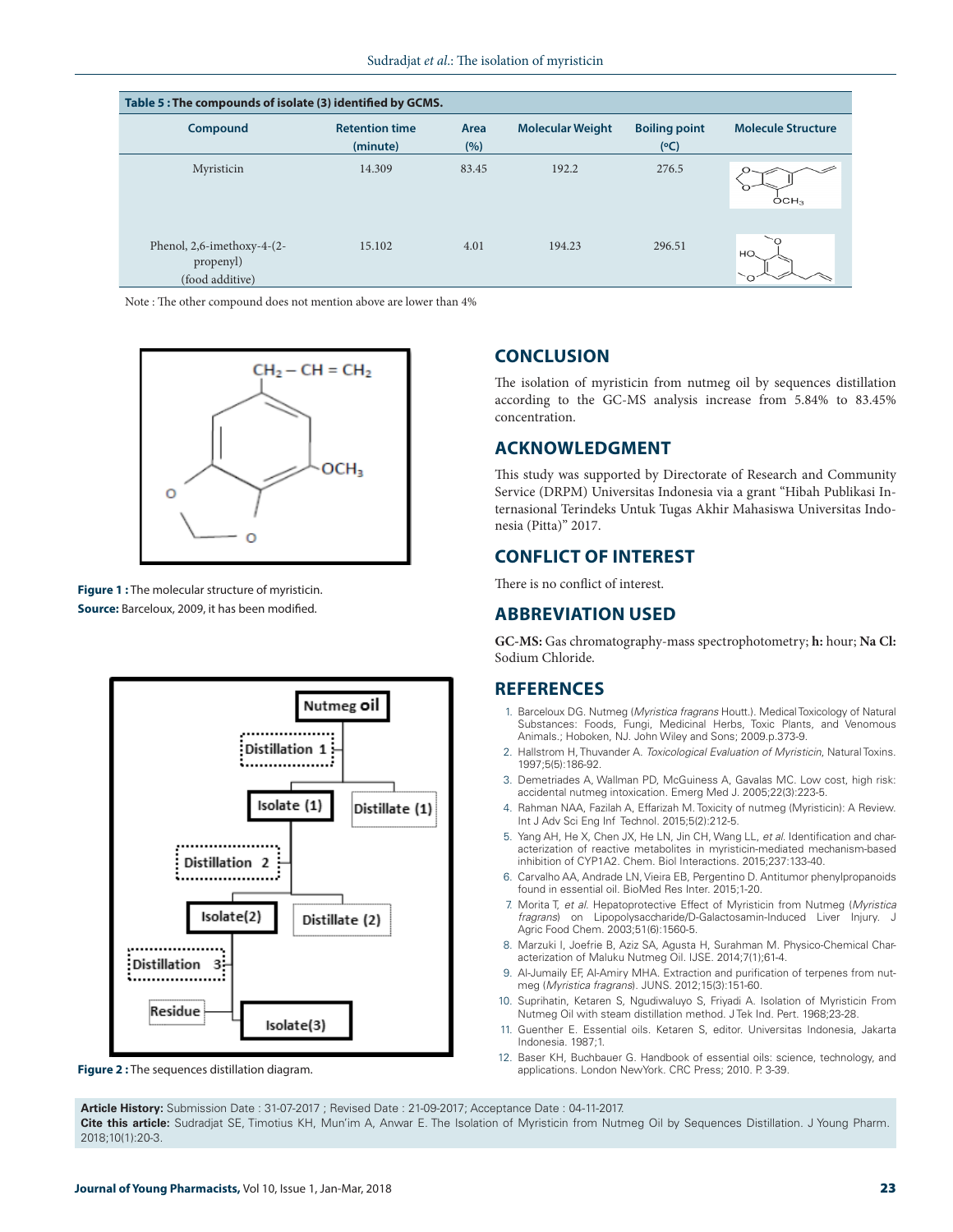**Table 5 : The compounds of isolate (3) identified by GCMS.**

| Compound | Retention time (minute) | Area (%) | Molecular Weight | Boiling point (°C) | Molecule Structure |
|---|---|---|---|---|---|
| Myristicin | 14.309 | 83.45 | 192.2 | 276.5 | |
| Phenol, 2,6-imethoxy-4-(2-propenyl) (food additive) | 15.102 | 4.01 | 194.23 | 296.51 | |

Note : The other compound does not mention above are lower than 4%

Figure 1 : The molecular structure of myristicin.
**Source:** Barceloux, 2009, it has been modified.

Figure 2 : The sequences distillation diagram.

## CONCLUSION

The isolation of myristicin from nutmeg oil by sequences distillation according to the GC-MS analysis increase from 5.84% to 83.45% concentration.

## ACKNOWLEDGMENT

This study was supported by Directorate of Research and Community Service (DRPM) Universitas Indonesia via a grant "Hibah Publikasi Internasional Terindeks Untuk Tugas Akhir Mahasiswa Universitas Indonesia (Pitta)" 2017.

## CONFLICT OF INTEREST

There is no conflict of interest.

## ABBREVIATION USED

**GC-MS:** Gas chromatography-mass spectrophotometry; **h:** hour; **Na Cl:** Sodium Chloride.

## REFERENCES

1. Barceloux DG. Nutmeg (*Myristica fragrans* Houtt.). Medical Toxicology of Natural Substances: Foods, Fungi, Medicinal Herbs, Toxic Plants, and Venomous Animals.; Hoboken, NJ. John Wiley and Sons; 2009.p.373-9.
2. Hallstrom H, Thuvander A. *Toxicological Evaluation of Myristicin*, Natural Toxins. 1997;5(5):186-92.
3. Demetriades A, Wallman PD, McGuiness A, Gavalas MC. Low cost, high risk: accidental nutmeg intoxication. Emerg Med J. 2005;22(3):223-5.
4. Rahman NAA, Fazilah A, Effarizah M. Toxicity of nutmeg (Myristicin): A Review. Int J Adv Sci Eng Inf Technol. 2015;5(2):212-5.
5. Yang AH, He X, Chen JX, He LN, Jin CH, Wang LL, *et al.* Identification and characterization of reactive metabolites in myristicin-mediated mechanism-based inhibition of CYP1A2. Chem. Biol Interactions. 2015;237:133-40.
6. Carvalho AA, Andrade LN, Vieira EB, Pergentino D. Antitumor phenylpropanoids found in essential oil. BioMed Res Inter. 2015;1-20.
7. Morita T, *et al.* Hepatoprotective Effect of Myristicin from Nutmeg (*Myristica fragrans*) on Lipopolysaccharide/D-Galactosamin-Induced Liver Injury. J Agric Food Chem. 2003;51(6):1560-5.
8. Marzuki I, Joefrie B, Aziz SA, Agusta H, Surahman M. Physico-Chemical Characterization of Maluku Nutmeg Oil. IJSE. 2014;7(1);61-4.
9. Al-Jumaily EF, Al-Amiry MHA. Extraction and purification of terpenes from nutmeg (*Myristica fragrans*). JUNS. 2012;15(3):151-60.
10. Suprihatin, Ketaren S, Ngudiwaluyo S, Friyadi A. Isolation of Myristicin From Nutmeg Oil with steam distillation method. J Tek Ind. Pert. 1968;23-28.
11. Guenther E. Essential oils. Ketaren S, editor. Universitas Indonesia, Jakarta Indonesia. 1987;1.
12. Baser KH, Buchbauer G. Handbook of essential oils: science, technology, and applications. London NewYork. CRC Press; 2010. P. 3-39.

**Article History:** Submission Date : 31-07-2017 ; Revised Date : 21-09-2017; Acceptance Date : 04-11-2017.
**Cite this article:** Sudradjat SE, Timotius KH, Mun'im A, Anwar E. The Isolation of Myristicin from Nutmeg Oil by Sequences Distillation. J Young Pharm. 2018;10(1):20-3.